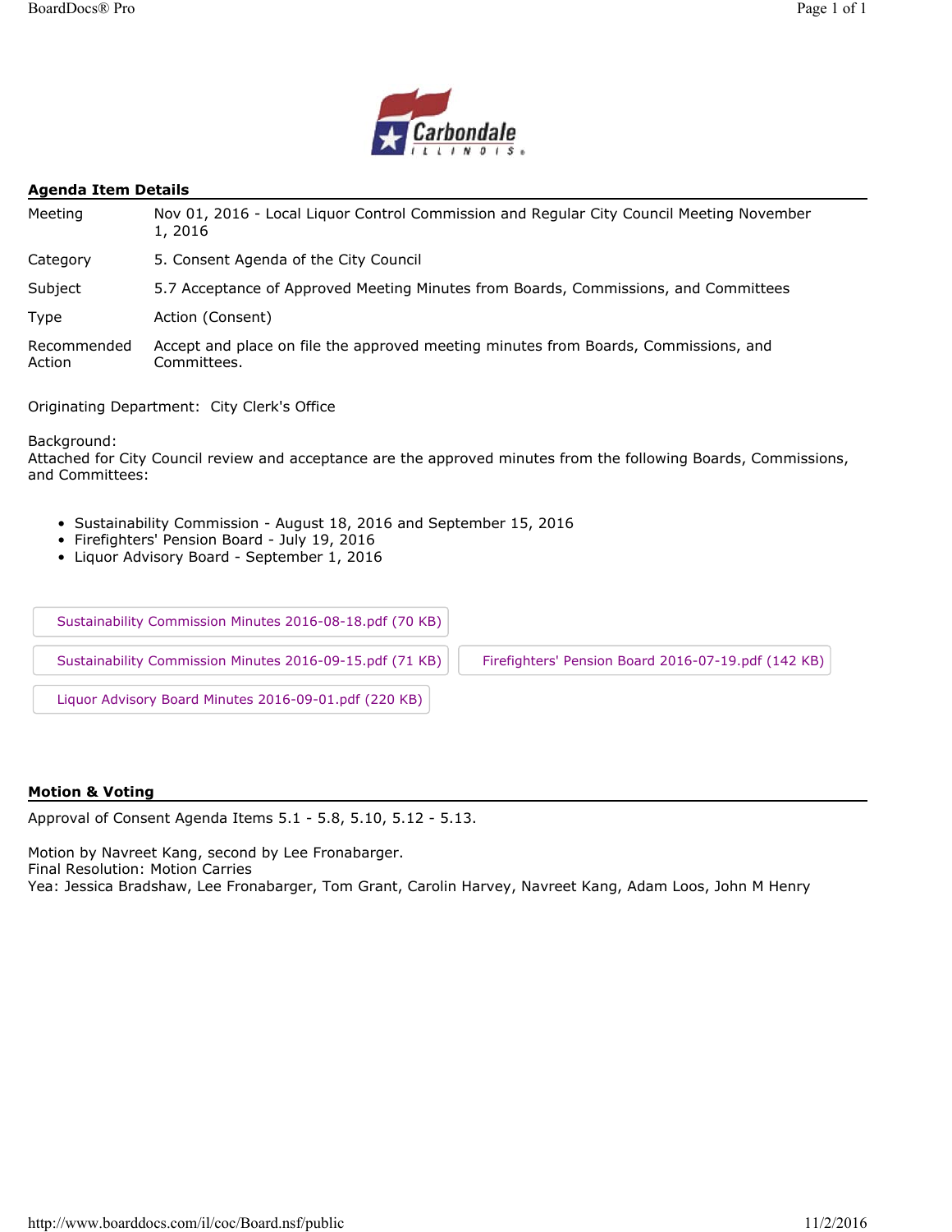## Agenda Item Details

| | |
|---|---|
| Meeting | Nov 01, 2016 - Local Liquor Control Commission and Regular City Council Meeting November 1, 2016 |
| Category | 5. Consent Agenda of the City Council |
| Subject | 5.7 Acceptance of Approved Meeting Minutes from Boards, Commissions, and Committees |
| Type | Action (Consent) |
| Recommended Action | Accept and place on file the approved meeting minutes from Boards, Commissions, and Committees. |

Originating Department: City Clerk's Office

Background:
Attached for City Council review and acceptance are the approved minutes from the following Boards, Commissions, and Committees:

- Sustainability Commission - August 18, 2016 and September 15, 2016
- Firefighters' Pension Board - July 19, 2016
- Liquor Advisory Board - September 1, 2016

Sustainability Commission Minutes 2016-08-18.pdf (70 KB)

Sustainability Commission Minutes 2016-09-15.pdf (71 KB)

Firefighters' Pension Board 2016-07-19.pdf (142 KB)

Liquor Advisory Board Minutes 2016-09-01.pdf (220 KB)

## Motion & Voting

Approval of Consent Agenda Items 5.1 - 5.8, 5.10, 5.12 - 5.13.

Motion by Navreet Kang, second by Lee Fronabarger.
Final Resolution: Motion Carries
Yea: Jessica Bradshaw, Lee Fronabarger, Tom Grant, Carolin Harvey, Navreet Kang, Adam Loos, John M Henry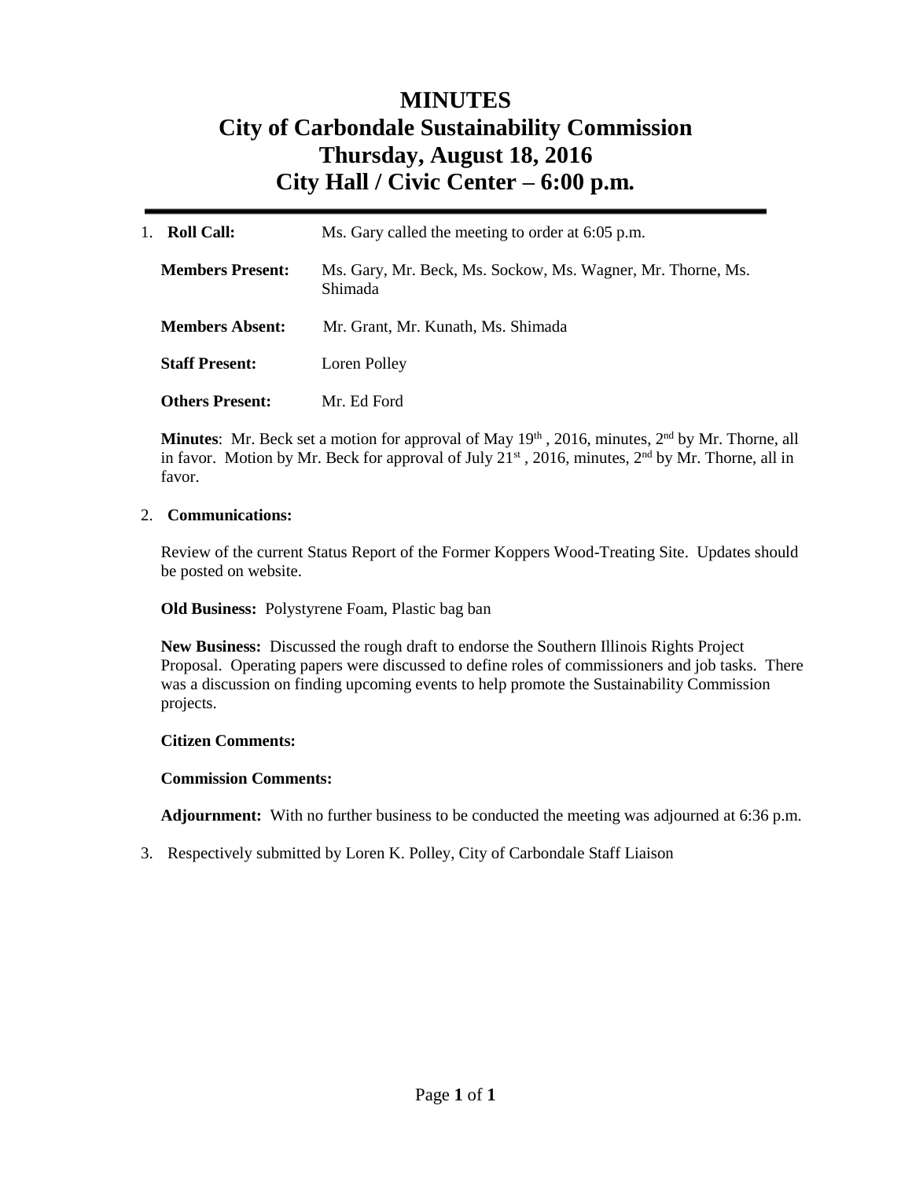# MINUTES
# City of Carbondale Sustainability Commission
# Thursday, August 18, 2016
# City Hall / Civic Center – 6:00 p.m.

1. **Roll Call:** Ms. Gary called the meeting to order at 6:05 p.m.

   **Members Present:** Ms. Gary, Mr. Beck, Ms. Sockow, Ms. Wagner, Mr. Thorne, Ms. Shimada

   **Members Absent:** Mr. Grant, Mr. Kunath, Ms. Shimada

   **Staff Present:** Loren Polley

   **Others Present:** Mr. Ed Ford

   **Minutes**: Mr. Beck set a motion for approval of May 19th , 2016, minutes, 2nd by Mr. Thorne, all in favor. Motion by Mr. Beck for approval of July 21st , 2016, minutes, 2nd by Mr. Thorne, all in favor.

2. **Communications:**

   Review of the current Status Report of the Former Koppers Wood-Treating Site. Updates should be posted on website.

   **Old Business:** Polystyrene Foam, Plastic bag ban

   **New Business:** Discussed the rough draft to endorse the Southern Illinois Rights Project Proposal. Operating papers were discussed to define roles of commissioners and job tasks. There was a discussion on finding upcoming events to help promote the Sustainability Commission projects.

   **Citizen Comments:**

   **Commission Comments:**

   **Adjournment:** With no further business to be conducted the meeting was adjourned at 6:36 p.m.

3. Respectively submitted by Loren K. Polley, City of Carbondale Staff Liaison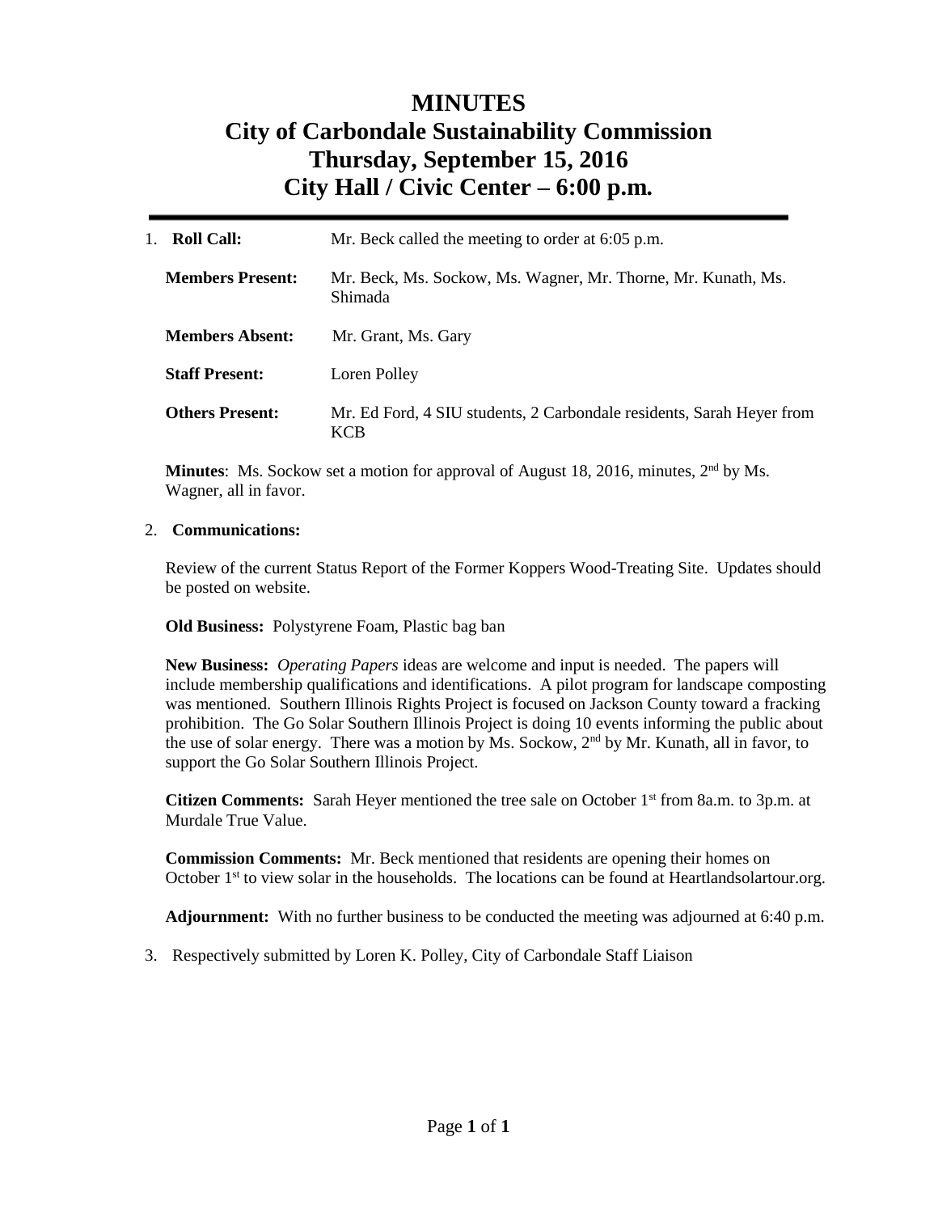# MINUTES
# City of Carbondale Sustainability Commission
# Thursday, September 15, 2016
# City Hall / Civic Center – 6:00 p.m.

1. **Roll Call:** Mr. Beck called the meeting to order at 6:05 p.m.

   **Members Present:** Mr. Beck, Ms. Sockow, Ms. Wagner, Mr. Thorne, Mr. Kunath, Ms. Shimada

   **Members Absent:** Mr. Grant, Ms. Gary

   **Staff Present:** Loren Polley

   **Others Present:** Mr. Ed Ford, 4 SIU students, 2 Carbondale residents, Sarah Heyer from KCB

   **Minutes**: Ms. Sockow set a motion for approval of August 18, 2016, minutes, 2nd by Ms. Wagner, all in favor.

2. **Communications:**

   Review of the current Status Report of the Former Koppers Wood-Treating Site. Updates should be posted on website.

   **Old Business:** Polystyrene Foam, Plastic bag ban

   **New Business:** *Operating Papers* ideas are welcome and input is needed. The papers will include membership qualifications and identifications. A pilot program for landscape composting was mentioned. Southern Illinois Rights Project is focused on Jackson County toward a fracking prohibition. The Go Solar Southern Illinois Project is doing 10 events informing the public about the use of solar energy. There was a motion by Ms. Sockow, 2nd by Mr. Kunath, all in favor, to support the Go Solar Southern Illinois Project.

   **Citizen Comments:** Sarah Heyer mentioned the tree sale on October 1st from 8a.m. to 3p.m. at Murdale True Value.

   **Commission Comments:** Mr. Beck mentioned that residents are opening their homes on October 1st to view solar in the households. The locations can be found at Heartlandsolartour.org.

   **Adjournment:** With no further business to be conducted the meeting was adjourned at 6:40 p.m.

3. Respectively submitted by Loren K. Polley, City of Carbondale Staff Liaison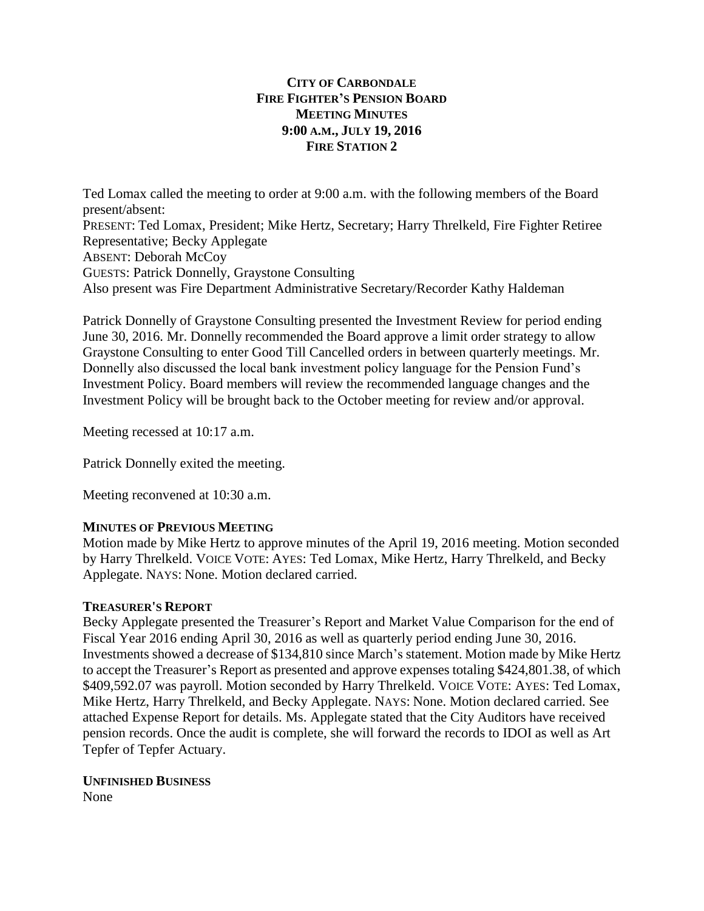**CITY OF CARBONDALE**
**FIRE FIGHTER'S PENSION BOARD**
**MEETING MINUTES**
**9:00 A.M., JULY 19, 2016**
**FIRE STATION 2**

Ted Lomax called the meeting to order at 9:00 a.m. with the following members of the Board present/absent:

PRESENT: Ted Lomax, President; Mike Hertz, Secretary; Harry Threlkeld, Fire Fighter Retiree Representative; Becky Applegate
ABSENT: Deborah McCoy
GUESTS: Patrick Donnelly, Graystone Consulting
Also present was Fire Department Administrative Secretary/Recorder Kathy Haldeman

Patrick Donnelly of Graystone Consulting presented the Investment Review for period ending June 30, 2016. Mr. Donnelly recommended the Board approve a limit order strategy to allow Graystone Consulting to enter Good Till Cancelled orders in between quarterly meetings. Mr. Donnelly also discussed the local bank investment policy language for the Pension Fund's Investment Policy. Board members will review the recommended language changes and the Investment Policy will be brought back to the October meeting for review and/or approval.

Meeting recessed at 10:17 a.m.

Patrick Donnelly exited the meeting.

Meeting reconvened at 10:30 a.m.

**MINUTES OF PREVIOUS MEETING**

Motion made by Mike Hertz to approve minutes of the April 19, 2016 meeting. Motion seconded by Harry Threlkeld. VOICE VOTE: AYES: Ted Lomax, Mike Hertz, Harry Threlkeld, and Becky Applegate. NAYS: None. Motion declared carried.

**TREASURER'S REPORT**

Becky Applegate presented the Treasurer's Report and Market Value Comparison for the end of Fiscal Year 2016 ending April 30, 2016 as well as quarterly period ending June 30, 2016. Investments showed a decrease of $134,810 since March's statement. Motion made by Mike Hertz to accept the Treasurer's Report as presented and approve expenses totaling $424,801.38, of which $409,592.07 was payroll. Motion seconded by Harry Threlkeld. VOICE VOTE: AYES: Ted Lomax, Mike Hertz, Harry Threlkeld, and Becky Applegate. NAYS: None. Motion declared carried. See attached Expense Report for details. Ms. Applegate stated that the City Auditors have received pension records. Once the audit is complete, she will forward the records to IDOI as well as Art Tepfer of Tepfer Actuary.

**UNFINISHED BUSINESS**

None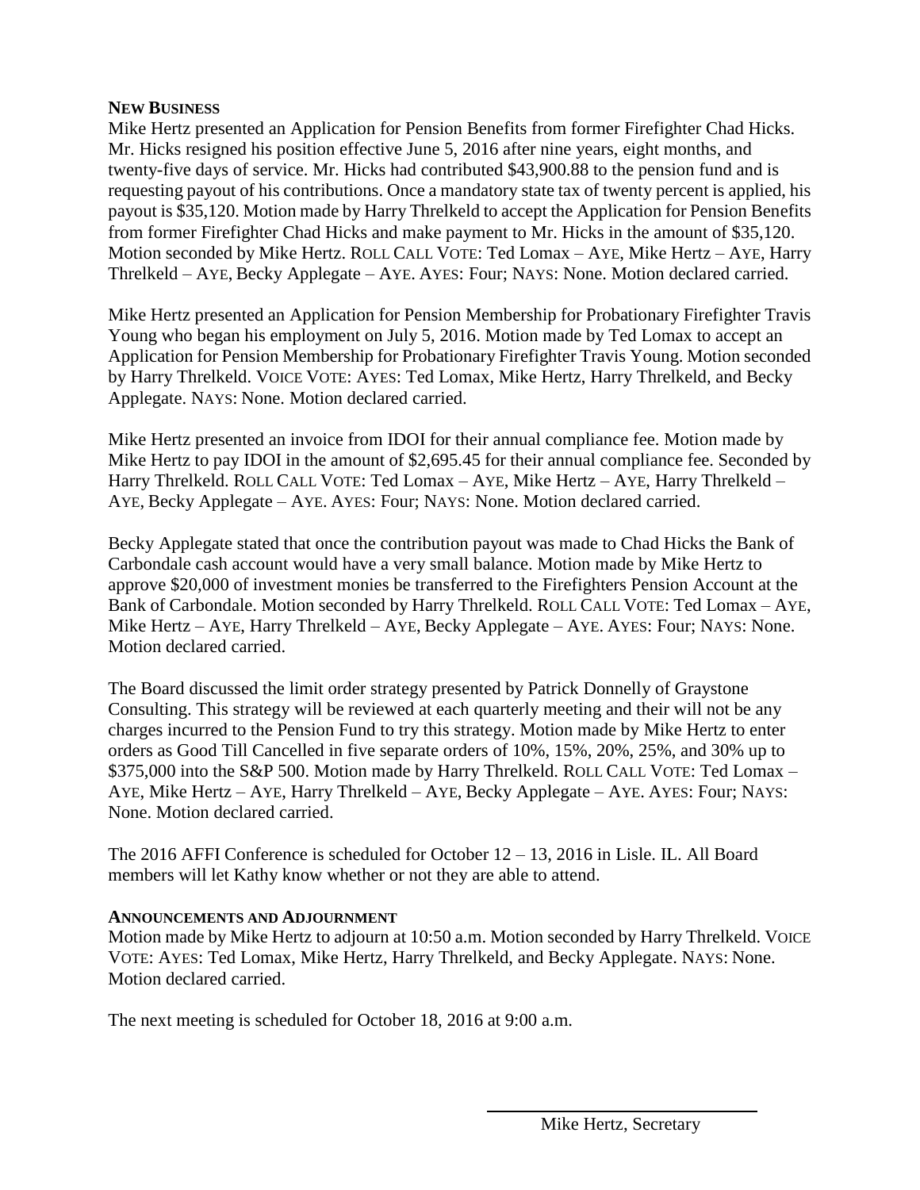**NEW BUSINESS**

Mike Hertz presented an Application for Pension Benefits from former Firefighter Chad Hicks. Mr. Hicks resigned his position effective June 5, 2016 after nine years, eight months, and twenty-five days of service. Mr. Hicks had contributed $43,900.88 to the pension fund and is requesting payout of his contributions. Once a mandatory state tax of twenty percent is applied, his payout is $35,120. Motion made by Harry Threlkeld to accept the Application for Pension Benefits from former Firefighter Chad Hicks and make payment to Mr. Hicks in the amount of $35,120. Motion seconded by Mike Hertz. ROLL CALL VOTE: Ted Lomax – AYE, Mike Hertz – AYE, Harry Threlkeld – AYE, Becky Applegate – AYE. AYES: Four; NAYS: None. Motion declared carried.

Mike Hertz presented an Application for Pension Membership for Probationary Firefighter Travis Young who began his employment on July 5, 2016. Motion made by Ted Lomax to accept an Application for Pension Membership for Probationary Firefighter Travis Young. Motion seconded by Harry Threlkeld. VOICE VOTE: AYES: Ted Lomax, Mike Hertz, Harry Threlkeld, and Becky Applegate. NAYS: None. Motion declared carried.

Mike Hertz presented an invoice from IDOI for their annual compliance fee. Motion made by Mike Hertz to pay IDOI in the amount of $2,695.45 for their annual compliance fee. Seconded by Harry Threlkeld. ROLL CALL VOTE: Ted Lomax – AYE, Mike Hertz – AYE, Harry Threlkeld – AYE, Becky Applegate – AYE. AYES: Four; NAYS: None. Motion declared carried.

Becky Applegate stated that once the contribution payout was made to Chad Hicks the Bank of Carbondale cash account would have a very small balance. Motion made by Mike Hertz to approve $20,000 of investment monies be transferred to the Firefighters Pension Account at the Bank of Carbondale. Motion seconded by Harry Threlkeld. ROLL CALL VOTE: Ted Lomax – AYE, Mike Hertz – AYE, Harry Threlkeld – AYE, Becky Applegate – AYE. AYES: Four; NAYS: None. Motion declared carried.

The Board discussed the limit order strategy presented by Patrick Donnelly of Graystone Consulting. This strategy will be reviewed at each quarterly meeting and their will not be any charges incurred to the Pension Fund to try this strategy. Motion made by Mike Hertz to enter orders as Good Till Cancelled in five separate orders of 10%, 15%, 20%, 25%, and 30% up to $375,000 into the S&P 500. Motion made by Harry Threlkeld. ROLL CALL VOTE: Ted Lomax – AYE, Mike Hertz – AYE, Harry Threlkeld – AYE, Becky Applegate – AYE. AYES: Four; NAYS: None. Motion declared carried.

The 2016 AFFI Conference is scheduled for October 12 – 13, 2016 in Lisle. IL. All Board members will let Kathy know whether or not they are able to attend.

**ANNOUNCEMENTS AND ADJOURNMENT**

Motion made by Mike Hertz to adjourn at 10:50 a.m. Motion seconded by Harry Threlkeld. VOICE VOTE: AYES: Ted Lomax, Mike Hertz, Harry Threlkeld, and Becky Applegate. NAYS: None. Motion declared carried.

The next meeting is scheduled for October 18, 2016 at 9:00 a.m.

Mike Hertz, Secretary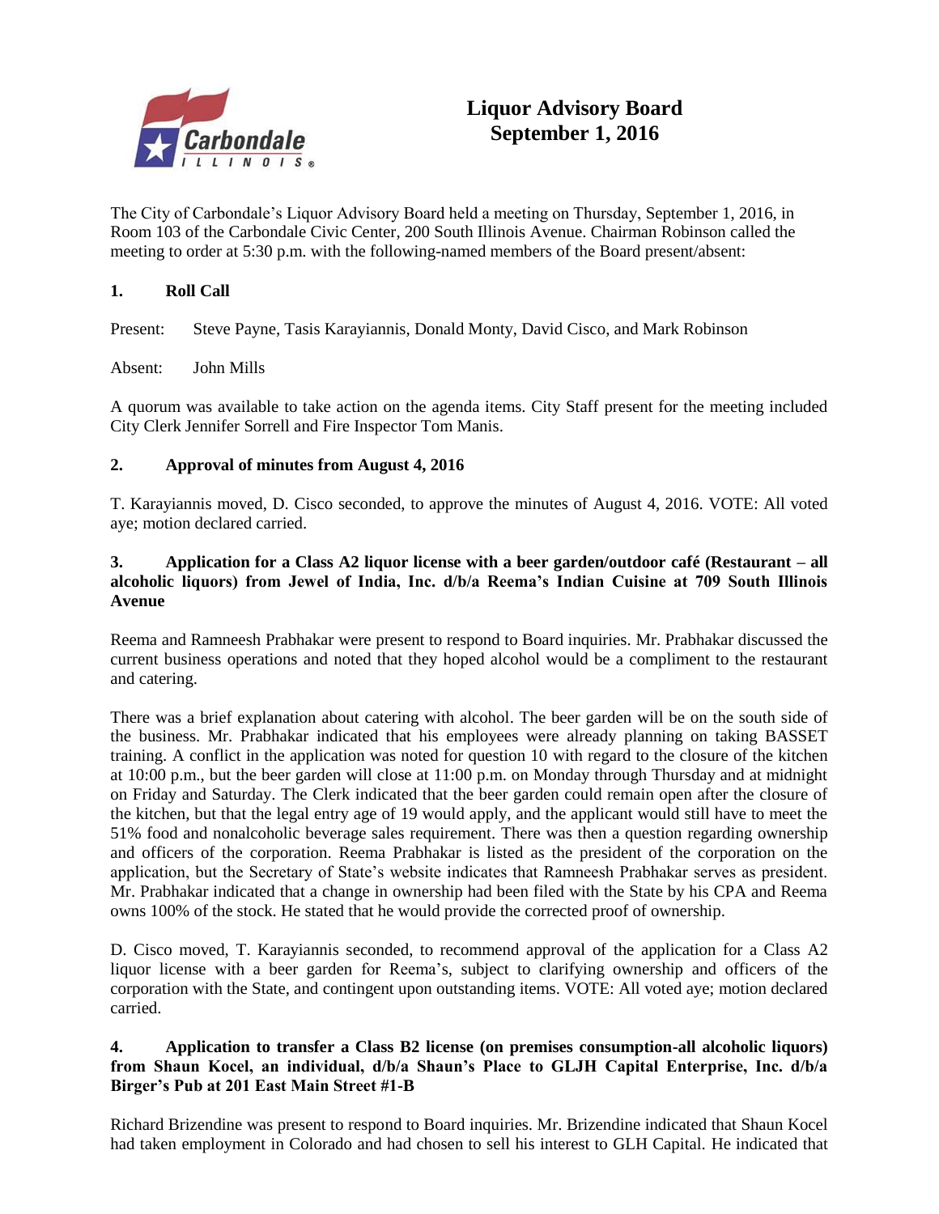# Liquor Advisory Board
# September 1, 2016

The City of Carbondale's Liquor Advisory Board held a meeting on Thursday, September 1, 2016, in Room 103 of the Carbondale Civic Center, 200 South Illinois Avenue. Chairman Robinson called the meeting to order at 5:30 p.m. with the following-named members of the Board present/absent:

**1. Roll Call**

Present: Steve Payne, Tasis Karayiannis, Donald Monty, David Cisco, and Mark Robinson

Absent: John Mills

A quorum was available to take action on the agenda items. City Staff present for the meeting included City Clerk Jennifer Sorrell and Fire Inspector Tom Manis.

**2. Approval of minutes from August 4, 2016**

T. Karayiannis moved, D. Cisco seconded, to approve the minutes of August 4, 2016. VOTE: All voted aye; motion declared carried.

**3. Application for a Class A2 liquor license with a beer garden/outdoor café (Restaurant – all alcoholic liquors) from Jewel of India, Inc. d/b/a Reema's Indian Cuisine at 709 South Illinois Avenue**

Reema and Ramneesh Prabhakar were present to respond to Board inquiries. Mr. Prabhakar discussed the current business operations and noted that they hoped alcohol would be a compliment to the restaurant and catering.

There was a brief explanation about catering with alcohol. The beer garden will be on the south side of the business. Mr. Prabhakar indicated that his employees were already planning on taking BASSET training. A conflict in the application was noted for question 10 with regard to the closure of the kitchen at 10:00 p.m., but the beer garden will close at 11:00 p.m. on Monday through Thursday and at midnight on Friday and Saturday. The Clerk indicated that the beer garden could remain open after the closure of the kitchen, but that the legal entry age of 19 would apply, and the applicant would still have to meet the 51% food and nonalcoholic beverage sales requirement. There was then a question regarding ownership and officers of the corporation. Reema Prabhakar is listed as the president of the corporation on the application, but the Secretary of State's website indicates that Ramneesh Prabhakar serves as president. Mr. Prabhakar indicated that a change in ownership had been filed with the State by his CPA and Reema owns 100% of the stock. He stated that he would provide the corrected proof of ownership.

D. Cisco moved, T. Karayiannis seconded, to recommend approval of the application for a Class A2 liquor license with a beer garden for Reema's, subject to clarifying ownership and officers of the corporation with the State, and contingent upon outstanding items. VOTE: All voted aye; motion declared carried.

**4. Application to transfer a Class B2 license (on premises consumption-all alcoholic liquors) from Shaun Kocel, an individual, d/b/a Shaun's Place to GLJH Capital Enterprise, Inc. d/b/a Birger's Pub at 201 East Main Street #1-B**

Richard Brizendine was present to respond to Board inquiries. Mr. Brizendine indicated that Shaun Kocel had taken employment in Colorado and had chosen to sell his interest to GLH Capital. He indicated that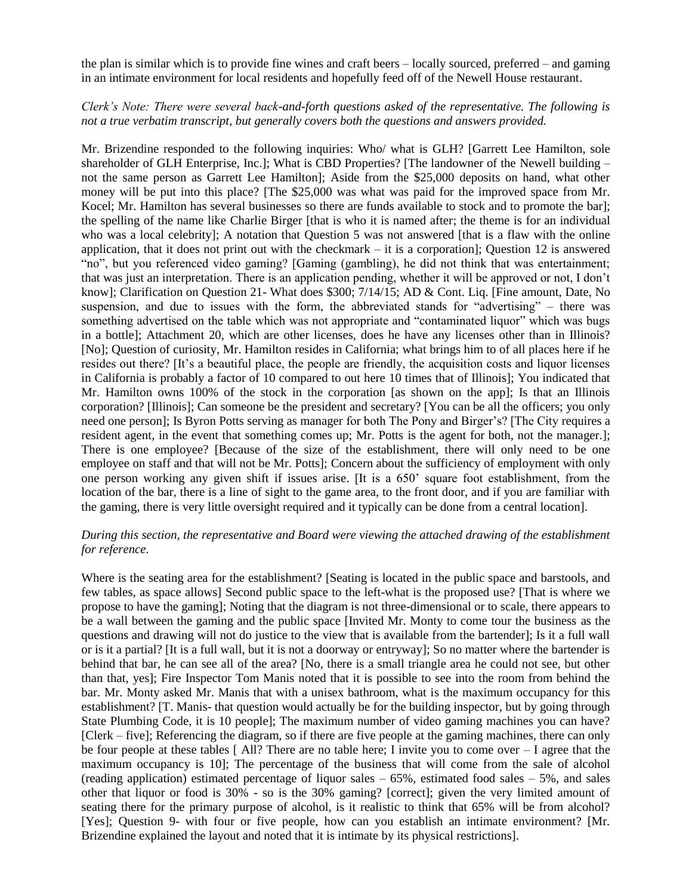the plan is similar which is to provide fine wines and craft beers – locally sourced, preferred – and gaming in an intimate environment for local residents and hopefully feed off of the Newell House restaurant.

*Clerk's Note: There were several back-and-forth questions asked of the representative. The following is not a true verbatim transcript, but generally covers both the questions and answers provided.*

Mr. Brizendine responded to the following inquiries: Who/ what is GLH? [Garrett Lee Hamilton, sole shareholder of GLH Enterprise, Inc.]; What is CBD Properties? [The landowner of the Newell building – not the same person as Garrett Lee Hamilton]; Aside from the $25,000 deposits on hand, what other money will be put into this place? [The $25,000 was what was paid for the improved space from Mr. Kocel; Mr. Hamilton has several businesses so there are funds available to stock and to promote the bar]; the spelling of the name like Charlie Birger [that is who it is named after; the theme is for an individual who was a local celebrity]; A notation that Question 5 was not answered [that is a flaw with the online application, that it does not print out with the checkmark – it is a corporation]; Question 12 is answered "no", but you referenced video gaming? [Gaming (gambling), he did not think that was entertainment; that was just an interpretation. There is an application pending, whether it will be approved or not, I don't know]; Clarification on Question 21- What does $300; 7/14/15; AD & Cont. Liq. [Fine amount, Date, No suspension, and due to issues with the form, the abbreviated stands for "advertising" – there was something advertised on the table which was not appropriate and "contaminated liquor" which was bugs in a bottle]; Attachment 20, which are other licenses, does he have any licenses other than in Illinois? [No]; Question of curiosity, Mr. Hamilton resides in California; what brings him to of all places here if he resides out there? [It's a beautiful place, the people are friendly, the acquisition costs and liquor licenses in California is probably a factor of 10 compared to out here 10 times that of Illinois]; You indicated that Mr. Hamilton owns 100% of the stock in the corporation [as shown on the app]; Is that an Illinois corporation? [Illinois]; Can someone be the president and secretary? [You can be all the officers; you only need one person]; Is Byron Potts serving as manager for both The Pony and Birger's? [The City requires a resident agent, in the event that something comes up; Mr. Potts is the agent for both, not the manager.]; There is one employee? [Because of the size of the establishment, there will only need to be one employee on staff and that will not be Mr. Potts]; Concern about the sufficiency of employment with only one person working any given shift if issues arise. [It is a 650' square foot establishment, from the location of the bar, there is a line of sight to the game area, to the front door, and if you are familiar with the gaming, there is very little oversight required and it typically can be done from a central location].

*During this section, the representative and Board were viewing the attached drawing of the establishment for reference.*

Where is the seating area for the establishment? [Seating is located in the public space and barstools, and few tables, as space allows] Second public space to the left-what is the proposed use? [That is where we propose to have the gaming]; Noting that the diagram is not three-dimensional or to scale, there appears to be a wall between the gaming and the public space [Invited Mr. Monty to come tour the business as the questions and drawing will not do justice to the view that is available from the bartender]; Is it a full wall or is it a partial? [It is a full wall, but it is not a doorway or entryway]; So no matter where the bartender is behind that bar, he can see all of the area? [No, there is a small triangle area he could not see, but other than that, yes]; Fire Inspector Tom Manis noted that it is possible to see into the room from behind the bar. Mr. Monty asked Mr. Manis that with a unisex bathroom, what is the maximum occupancy for this establishment? [T. Manis- that question would actually be for the building inspector, but by going through State Plumbing Code, it is 10 people]; The maximum number of video gaming machines you can have? [Clerk – five]; Referencing the diagram, so if there are five people at the gaming machines, there can only be four people at these tables [ All? There are no table here; I invite you to come over – I agree that the maximum occupancy is 10]; The percentage of the business that will come from the sale of alcohol (reading application) estimated percentage of liquor sales – 65%, estimated food sales – 5%, and sales other that liquor or food is 30% - so is the 30% gaming? [correct]; given the very limited amount of seating there for the primary purpose of alcohol, is it realistic to think that 65% will be from alcohol? [Yes]; Question 9- with four or five people, how can you establish an intimate environment? [Mr. Brizendine explained the layout and noted that it is intimate by its physical restrictions].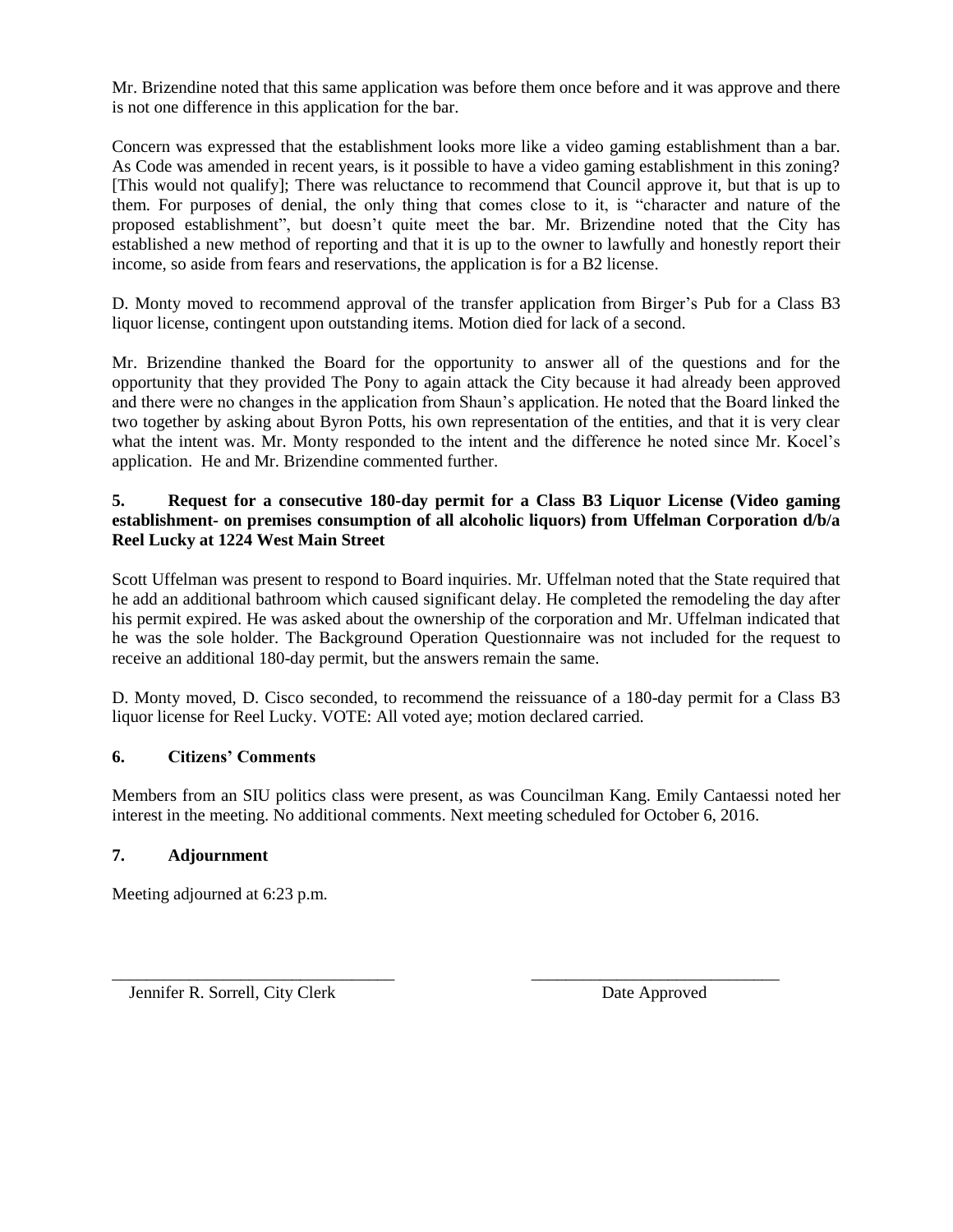Mr. Brizendine noted that this same application was before them once before and it was approve and there is not one difference in this application for the bar.

Concern was expressed that the establishment looks more like a video gaming establishment than a bar. As Code was amended in recent years, is it possible to have a video gaming establishment in this zoning? [This would not qualify]; There was reluctance to recommend that Council approve it, but that is up to them. For purposes of denial, the only thing that comes close to it, is "character and nature of the proposed establishment", but doesn't quite meet the bar. Mr. Brizendine noted that the City has established a new method of reporting and that it is up to the owner to lawfully and honestly report their income, so aside from fears and reservations, the application is for a B2 license.

D. Monty moved to recommend approval of the transfer application from Birger's Pub for a Class B3 liquor license, contingent upon outstanding items. Motion died for lack of a second.

Mr. Brizendine thanked the Board for the opportunity to answer all of the questions and for the opportunity that they provided The Pony to again attack the City because it had already been approved and there were no changes in the application from Shaun's application. He noted that the Board linked the two together by asking about Byron Potts, his own representation of the entities, and that it is very clear what the intent was. Mr. Monty responded to the intent and the difference he noted since Mr. Kocel's application. He and Mr. Brizendine commented further.

### 5. Request for a consecutive 180-day permit for a Class B3 Liquor License (Video gaming establishment- on premises consumption of all alcoholic liquors) from Uffelman Corporation d/b/a Reel Lucky at 1224 West Main Street

Scott Uffelman was present to respond to Board inquiries. Mr. Uffelman noted that the State required that he add an additional bathroom which caused significant delay. He completed the remodeling the day after his permit expired. He was asked about the ownership of the corporation and Mr. Uffelman indicated that he was the sole holder. The Background Operation Questionnaire was not included for the request to receive an additional 180-day permit, but the answers remain the same.

D. Monty moved, D. Cisco seconded, to recommend the reissuance of a 180-day permit for a Class B3 liquor license for Reel Lucky. VOTE: All voted aye; motion declared carried.

### 6. Citizens' Comments

Members from an SIU politics class were present, as was Councilman Kang. Emily Cantaessi noted her interest in the meeting. No additional comments. Next meeting scheduled for October 6, 2016.

### 7. Adjournment

Meeting adjourned at 6:23 p.m.

\_\_\_\_\_\_\_\_\_\_\_\_\_\_\_\_\_\_\_\_\_\_\_\_\_\_\_\_\_\_\_\_\_\_
Jennifer R. Sorrell, City Clerk

\_\_\_\_\_\_\_\_\_\_\_\_\_\_\_\_\_\_\_\_\_\_\_\_\_\_\_\_\_\_
Date Approved